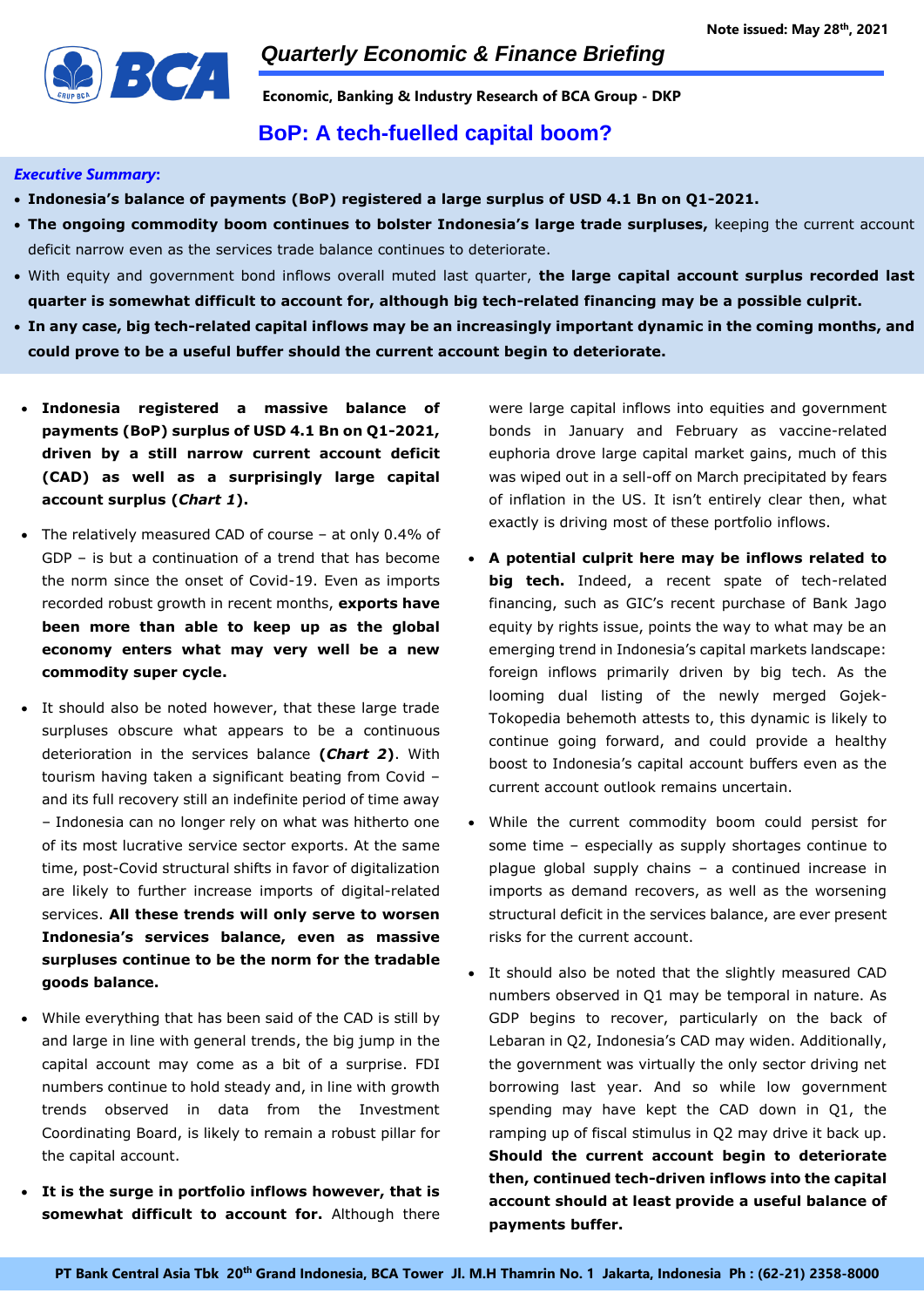Note issued: May 28th, 2021

# Quarterly Economic & Finance Briefing

**Economic, Banking & Industry Research of BCA Group - DKP**

## BoP: A tech-fuelled capital boom?

***Executive Summary*:**

- **Indonesia's balance of payments (BoP) registered a large surplus of USD 4.1 Bn on Q1-2021.**
- **The ongoing commodity boom continues to bolster Indonesia's large trade surpluses,** keeping the current account deficit narrow even as the services trade balance continues to deteriorate.
- With equity and government bond inflows overall muted last quarter, **the large capital account surplus recorded last quarter is somewhat difficult to account for, although big tech-related financing may be a possible culprit.**
- **In any case, big tech-related capital inflows may be an increasingly important dynamic in the coming months, and could prove to be a useful buffer should the current account begin to deteriorate.**

---

- **Indonesia registered a massive balance of payments (BoP) surplus of USD 4.1 Bn on Q1-2021, driven by a still narrow current account deficit (CAD) as well as a surprisingly large capital account surplus (*Chart 1*).**
- The relatively measured CAD of course – at only 0.4% of GDP – is but a continuation of a trend that has become the norm since the onset of Covid-19. Even as imports recorded robust growth in recent months, **exports have been more than able to keep up as the global economy enters what may very well be a new commodity super cycle.**
- It should also be noted however, that these large trade surpluses obscure what appears to be a continuous deterioration in the services balance **(*Chart 2*)**. With tourism having taken a significant beating from Covid – and its full recovery still an indefinite period of time away – Indonesia can no longer rely on what was hitherto one of its most lucrative service sector exports. At the same time, post-Covid structural shifts in favor of digitalization are likely to further increase imports of digital-related services. **All these trends will only serve to worsen Indonesia's services balance, even as massive surpluses continue to be the norm for the tradable goods balance.**
- While everything that has been said of the CAD is still by and large in line with general trends, the big jump in the capital account may come as a bit of a surprise. FDI numbers continue to hold steady and, in line with growth trends observed in data from the Investment Coordinating Board, is likely to remain a robust pillar for the capital account.
- **It is the surge in portfolio inflows however, that is somewhat difficult to account for.** Although there were large capital inflows into equities and government bonds in January and February as vaccine-related euphoria drove large capital market gains, much of this was wiped out in a sell-off on March precipitated by fears of inflation in the US. It isn't entirely clear then, what exactly is driving most of these portfolio inflows.
- **A potential culprit here may be inflows related to big tech.** Indeed, a recent spate of tech-related financing, such as GIC's recent purchase of Bank Jago equity by rights issue, points the way to what may be an emerging trend in Indonesia's capital markets landscape: foreign inflows primarily driven by big tech. As the looming dual listing of the newly merged Gojek-Tokopedia behemoth attests to, this dynamic is likely to continue going forward, and could provide a healthy boost to Indonesia's capital account buffers even as the current account outlook remains uncertain.
- While the current commodity boom could persist for some time – especially as supply shortages continue to plague global supply chains – a continued increase in imports as demand recovers, as well as the worsening structural deficit in the services balance, are ever present risks for the current account.
- It should also be noted that the slightly measured CAD numbers observed in Q1 may be temporal in nature. As GDP begins to recover, particularly on the back of Lebaran in Q2, Indonesia's CAD may widen. Additionally, the government was virtually the only sector driving net borrowing last year. And so while low government spending may have kept the CAD down in Q1, the ramping up of fiscal stimulus in Q2 may drive it back up. **Should the current account begin to deteriorate then, continued tech-driven inflows into the capital account should at least provide a useful balance of payments buffer.**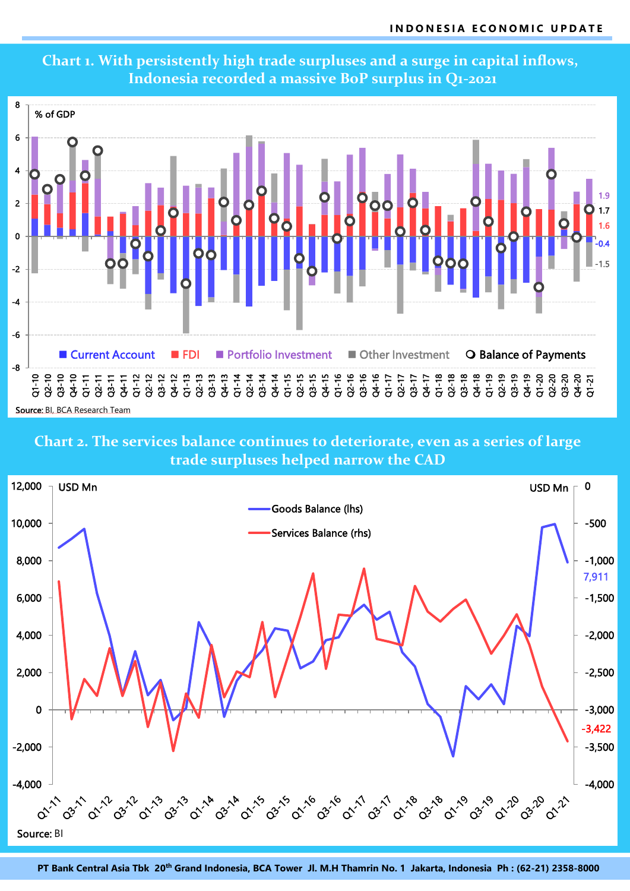**Chart 1. With persistently high trade surpluses and a surge in capital inflows, Indonesia recorded a massive BoP surplus in Q1-2021**

Source: BI, BCA Research Team

**Chart 2. The services balance continues to deteriorate, even as a series of large trade surpluses helped narrow the CAD**

Source: BI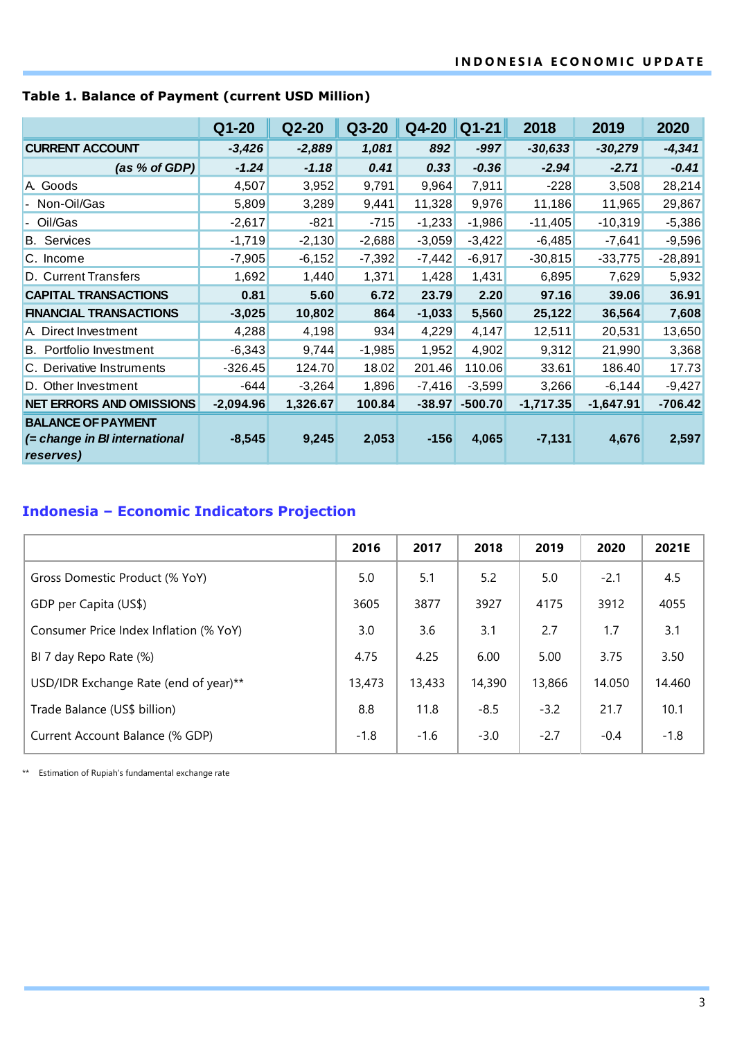**Table 1. Balance of Payment (current USD Million)**

| | Q1-20 | Q2-20 | Q3-20 | Q4-20 | Q1-21 | 2018 | 2019 | 2020 |
|---|---|---|---|---|---|---|---|---|
| **CURRENT ACCOUNT** | ***-3,426*** | ***-2,889*** | ***1,081*** | ***892*** | ***-997*** | ***-30,633*** | ***-30,279*** | ***-4,341*** |
| ***(as % of GDP)*** | ***-1.24*** | ***-1.18*** | ***0.41*** | ***0.33*** | ***-0.36*** | ***-2.94*** | ***-2.71*** | ***-0.41*** |
| A. Goods | 4,507 | 3,952 | 9,791 | 9,964 | 7,911 | -228 | 3,508 | 28,214 |
| - Non-Oil/Gas | 5,809 | 3,289 | 9,441 | 11,328 | 9,976 | 11,186 | 11,965 | 29,867 |
| - Oil/Gas | -2,617 | -821 | -715 | -1,233 | -1,986 | -11,405 | -10,319 | -5,386 |
| B. Services | -1,719 | -2,130 | -2,688 | -3,059 | -3,422 | -6,485 | -7,641 | -9,596 |
| C. Income | -7,905 | -6,152 | -7,392 | -7,442 | -6,917 | -30,815 | -33,775 | -28,891 |
| D. Current Transfers | 1,692 | 1,440 | 1,371 | 1,428 | 1,431 | 6,895 | 7,629 | 5,932 |
| **CAPITAL TRANSACTIONS** | **0.81** | **5.60** | **6.72** | **23.79** | **2.20** | **97.16** | **39.06** | **36.91** |
| **FINANCIAL TRANSACTIONS** | **-3,025** | **10,802** | **864** | **-1,033** | **5,560** | **25,122** | **36,564** | **7,608** |
| A. Direct Investment | 4,288 | 4,198 | 934 | 4,229 | 4,147 | 12,511 | 20,531 | 13,650 |
| B. Portfolio Investment | -6,343 | 9,744 | -1,985 | 1,952 | 4,902 | 9,312 | 21,990 | 3,368 |
| C. Derivative Instruments | -326.45 | 124.70 | 18.02 | 201.46 | 110.06 | 33.61 | 186.40 | 17.73 |
| D. Other Investment | -644 | -3,264 | 1,896 | -7,416 | -3,599 | 3,266 | -6,144 | -9,427 |
| **NET ERRORS AND OMISSIONS** | **-2,094.96** | **1,326.67** | **100.84** | **-38.97** | **-500.70** | **-1,717.35** | **-1,647.91** | **-706.42** |
| **BALANCE OF PAYMENT *(= change in BI international reserves)*** | **-8,545** | **9,245** | **2,053** | **-156** | **4,065** | **-7,131** | **4,676** | **2,597** |

## Indonesia – Economic Indicators Projection

| | 2016 | 2017 | 2018 | 2019 | 2020 | 2021E |
|---|---|---|---|---|---|---|
| Gross Domestic Product (% YoY) | 5.0 | 5.1 | 5.2 | 5.0 | -2.1 | 4.5 |
| GDP per Capita (US$) | 3605 | 3877 | 3927 | 4175 | 3912 | 4055 |
| Consumer Price Index Inflation (% YoY) | 3.0 | 3.6 | 3.1 | 2.7 | 1.7 | 3.1 |
| BI 7 day Repo Rate (%) | 4.75 | 4.25 | 6.00 | 5.00 | 3.75 | 3.50 |
| USD/IDR Exchange Rate (end of year)** | 13,473 | 13,433 | 14,390 | 13,866 | 14.050 | 14.460 |
| Trade Balance (US$ billion) | 8.8 | 11.8 | -8.5 | -3.2 | 21.7 | 10.1 |
| Current Account Balance (% GDP) | -1.8 | -1.6 | -3.0 | -2.7 | -0.4 | -1.8 |

** Estimation of Rupiah's fundamental exchange rate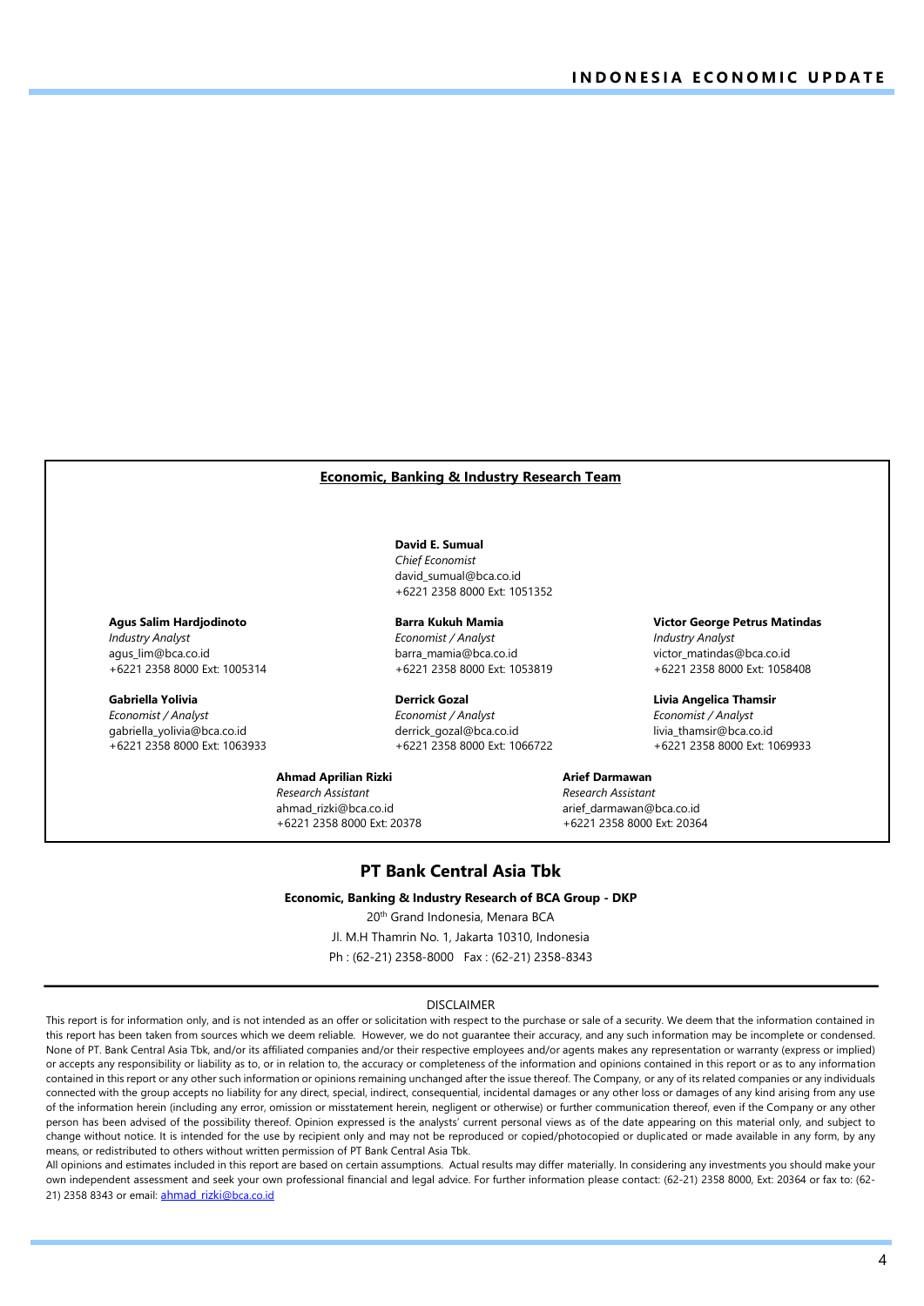## Economic, Banking & Industry Research Team

**David E. Sumual**
*Chief Economist*
david_sumual@bca.co.id
+6221 2358 8000 Ext: 1051352

**Agus Salim Hardjodinoto**
*Industry Analyst*
agus_lim@bca.co.id
+6221 2358 8000 Ext: 1005314

**Barra Kukuh Mamia**
*Economist / Analyst*
barra_mamia@bca.co.id
+6221 2358 8000 Ext: 1053819

**Victor George Petrus Matindas**
*Industry Analyst*
victor_matindas@bca.co.id
+6221 2358 8000 Ext: 1058408

**Gabriella Yolivia**
*Economist / Analyst*
gabriella_yolivia@bca.co.id
+6221 2358 8000 Ext: 1063933

**Derrick Gozal**
*Economist / Analyst*
derrick_gozal@bca.co.id
+6221 2358 8000 Ext: 1066722

**Livia Angelica Thamsir**
*Economist / Analyst*
livia_thamsir@bca.co.id
+6221 2358 8000 Ext: 1069933

**Ahmad Aprilian Rizki**
*Research Assistant*
ahmad_rizki@bca.co.id
+6221 2358 8000 Ext: 20378

**Arief Darmawan**
*Research Assistant*
arief_darmawan@bca.co.id
+6221 2358 8000 Ext: 20364

## PT Bank Central Asia Tbk

**Economic, Banking & Industry Research of BCA Group - DKP**

20th Grand Indonesia, Menara BCA

Jl. M.H Thamrin No. 1, Jakarta 10310, Indonesia

Ph : (62-21) 2358-8000 Fax : (62-21) 2358-8343

DISCLAIMER

This report is for information only, and is not intended as an offer or solicitation with respect to the purchase or sale of a security. We deem that the information contained in this report has been taken from sources which we deem reliable. However, we do not guarantee their accuracy, and any such information may be incomplete or condensed. None of PT. Bank Central Asia Tbk, and/or its affiliated companies and/or their respective employees and/or agents makes any representation or warranty (express or implied) or accepts any responsibility or liability as to, or in relation to, the accuracy or completeness of the information and opinions contained in this report or as to any information contained in this report or any other such information or opinions remaining unchanged after the issue thereof. The Company, or any of its related companies or any individuals connected with the group accepts no liability for any direct, special, indirect, consequential, incidental damages or any other loss or damages of any kind arising from any use of the information herein (including any error, omission or misstatement herein, negligent or otherwise) or further communication thereof, even if the Company or any other person has been advised of the possibility thereof. Opinion expressed is the analysts' current personal views as of the date appearing on this material only, and subject to change without notice. It is intended for the use by recipient only and may not be reproduced or copied/photocopied or duplicated or made available in any form, by any means, or redistributed to others without written permission of PT Bank Central Asia Tbk.

All opinions and estimates included in this report are based on certain assumptions. Actual results may differ materially. In considering any investments you should make your own independent assessment and seek your own professional financial and legal advice. For further information please contact: (62-21) 2358 8000, Ext: 20364 or fax to: (62-21) 2358 8343 or email: ahmad_rizki@bca.co.id